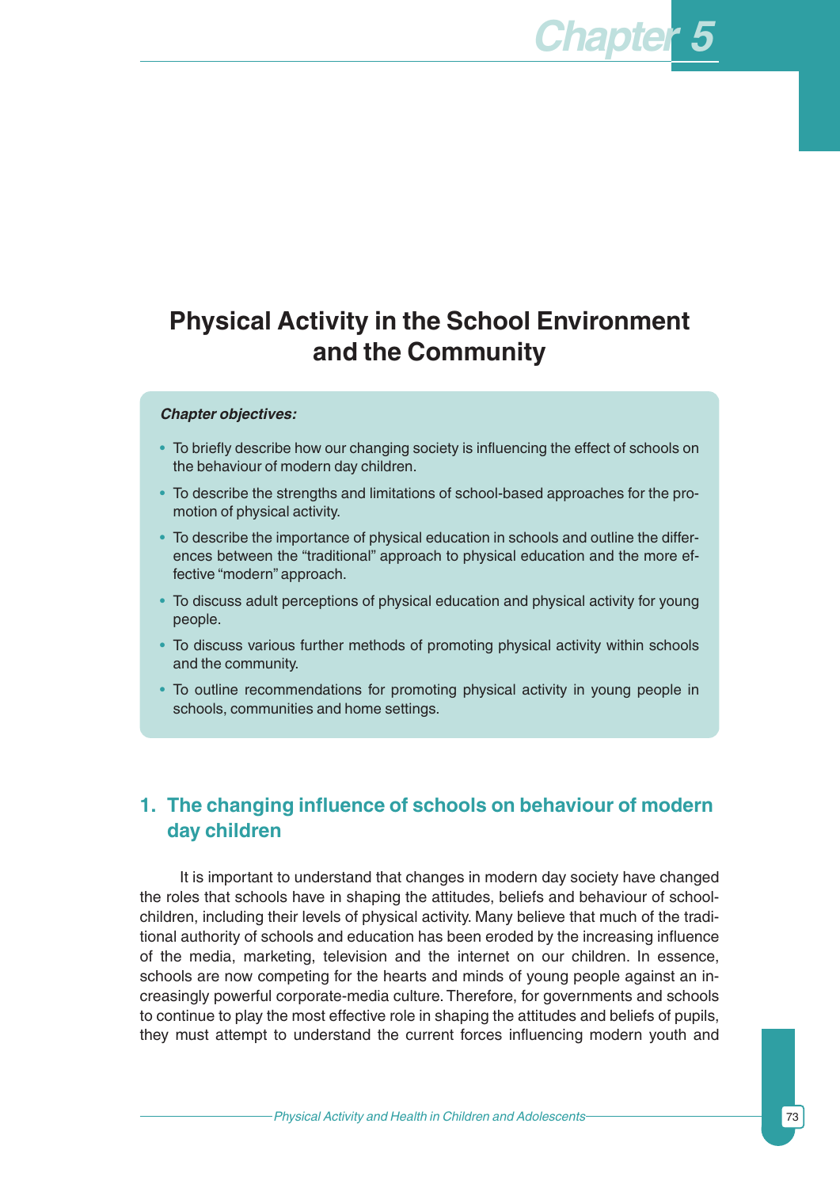# Chapter 5

# Physical Activity in the School Environment and the Community

***Chapter objectives:***

- To briefly describe how our changing society is influencing the effect of schools on the behaviour of modern day children.
- To describe the strengths and limitations of school-based approaches for the promotion of physical activity.
- To describe the importance of physical education in schools and outline the differences between the "traditional" approach to physical education and the more effective "modern" approach.
- To discuss adult perceptions of physical education and physical activity for young people.
- To discuss various further methods of promoting physical activity within schools and the community.
- To outline recommendations for promoting physical activity in young people in schools, communities and home settings.

## 1. The changing influence of schools on behaviour of modern day children

It is important to understand that changes in modern day society have changed the roles that schools have in shaping the attitudes, beliefs and behaviour of schoolchildren, including their levels of physical activity. Many believe that much of the traditional authority of schools and education has been eroded by the increasing influence of the media, marketing, television and the internet on our children. In essence, schools are now competing for the hearts and minds of young people against an increasingly powerful corporate-media culture. Therefore, for governments and schools to continue to play the most effective role in shaping the attitudes and beliefs of pupils, they must attempt to understand the current forces influencing modern youth and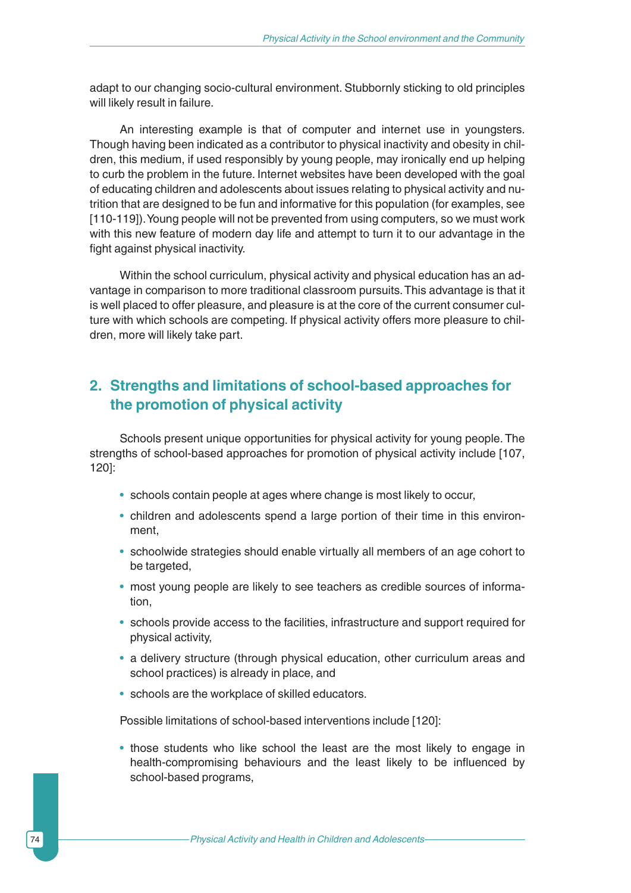adapt to our changing socio-cultural environment. Stubbornly sticking to old principles will likely result in failure.

An interesting example is that of computer and internet use in youngsters. Though having been indicated as a contributor to physical inactivity and obesity in children, this medium, if used responsibly by young people, may ironically end up helping to curb the problem in the future. Internet websites have been developed with the goal of educating children and adolescents about issues relating to physical activity and nutrition that are designed to be fun and informative for this population (for examples, see [110-119]). Young people will not be prevented from using computers, so we must work with this new feature of modern day life and attempt to turn it to our advantage in the fight against physical inactivity.

Within the school curriculum, physical activity and physical education has an advantage in comparison to more traditional classroom pursuits. This advantage is that it is well placed to offer pleasure, and pleasure is at the core of the current consumer culture with which schools are competing. If physical activity offers more pleasure to children, more will likely take part.

## 2. Strengths and limitations of school-based approaches for the promotion of physical activity

Schools present unique opportunities for physical activity for young people. The strengths of school-based approaches for promotion of physical activity include [107, 120]:

- schools contain people at ages where change is most likely to occur,
- children and adolescents spend a large portion of their time in this environment,
- schoolwide strategies should enable virtually all members of an age cohort to be targeted,
- most young people are likely to see teachers as credible sources of information,
- schools provide access to the facilities, infrastructure and support required for physical activity,
- a delivery structure (through physical education, other curriculum areas and school practices) is already in place, and
- schools are the workplace of skilled educators.

Possible limitations of school-based interventions include [120]:

- those students who like school the least are the most likely to engage in health-compromising behaviours and the least likely to be influenced by school-based programs,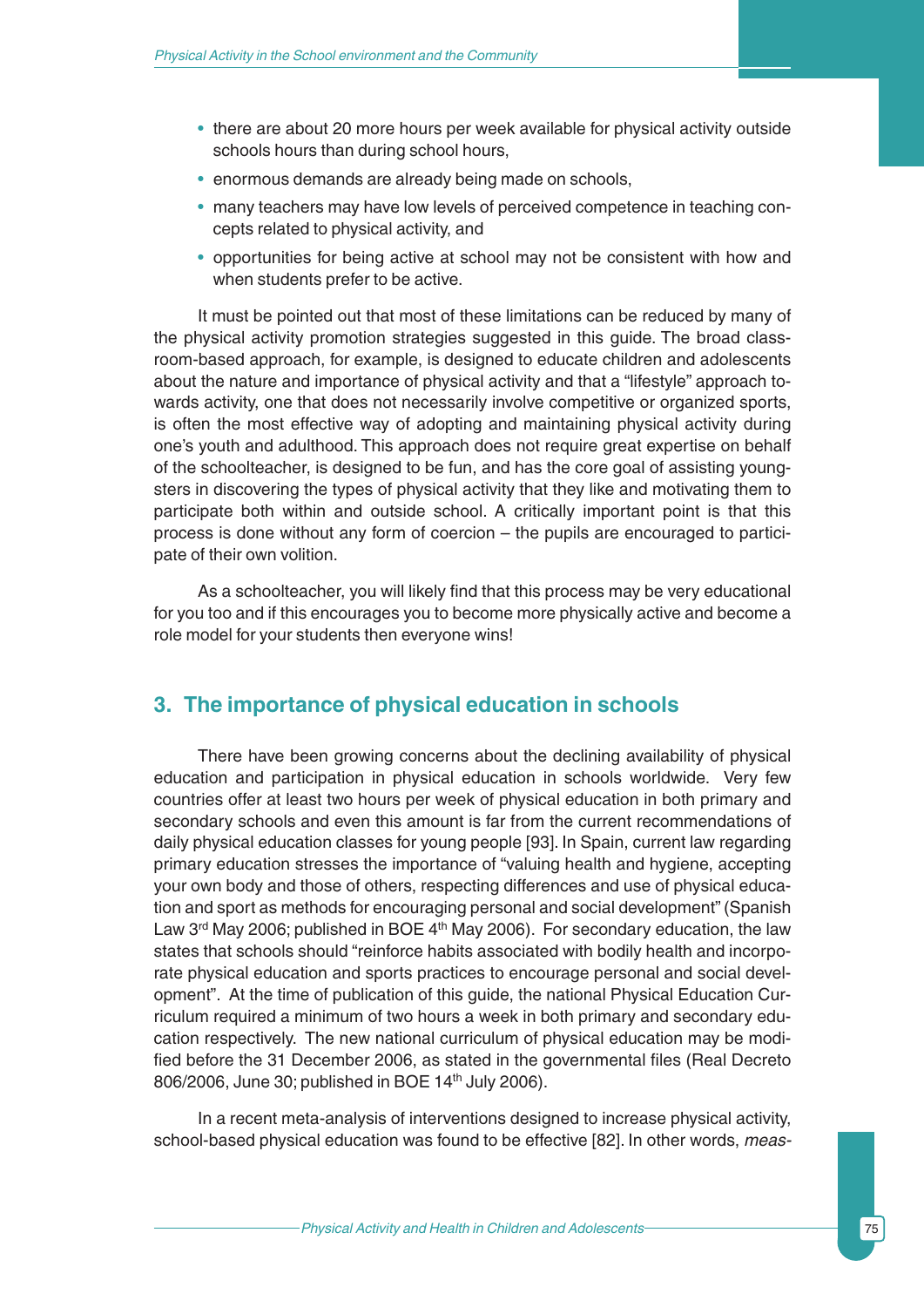- there are about 20 more hours per week available for physical activity outside schools hours than during school hours,
- enormous demands are already being made on schools,
- many teachers may have low levels of perceived competence in teaching concepts related to physical activity, and
- opportunities for being active at school may not be consistent with how and when students prefer to be active.

It must be pointed out that most of these limitations can be reduced by many of the physical activity promotion strategies suggested in this guide. The broad classroom-based approach, for example, is designed to educate children and adolescents about the nature and importance of physical activity and that a "lifestyle" approach towards activity, one that does not necessarily involve competitive or organized sports, is often the most effective way of adopting and maintaining physical activity during one's youth and adulthood. This approach does not require great expertise on behalf of the schoolteacher, is designed to be fun, and has the core goal of assisting youngsters in discovering the types of physical activity that they like and motivating them to participate both within and outside school. A critically important point is that this process is done without any form of coercion – the pupils are encouraged to participate of their own volition.

As a schoolteacher, you will likely find that this process may be very educational for you too and if this encourages you to become more physically active and become a role model for your students then everyone wins!

## 3. The importance of physical education in schools

There have been growing concerns about the declining availability of physical education and participation in physical education in schools worldwide. Very few countries offer at least two hours per week of physical education in both primary and secondary schools and even this amount is far from the current recommendations of daily physical education classes for young people [93]. In Spain, current law regarding primary education stresses the importance of "valuing health and hygiene, accepting your own body and those of others, respecting differences and use of physical education and sport as methods for encouraging personal and social development" (Spanish Law 3rd May 2006; published in BOE 4th May 2006). For secondary education, the law states that schools should "reinforce habits associated with bodily health and incorporate physical education and sports practices to encourage personal and social development". At the time of publication of this guide, the national Physical Education Curriculum required a minimum of two hours a week in both primary and secondary education respectively. The new national curriculum of physical education may be modified before the 31 December 2006, as stated in the governmental files (Real Decreto 806/2006, June 30; published in BOE 14th July 2006).

In a recent meta-analysis of interventions designed to increase physical activity, school-based physical education was found to be effective [82]. In other words, *meas-*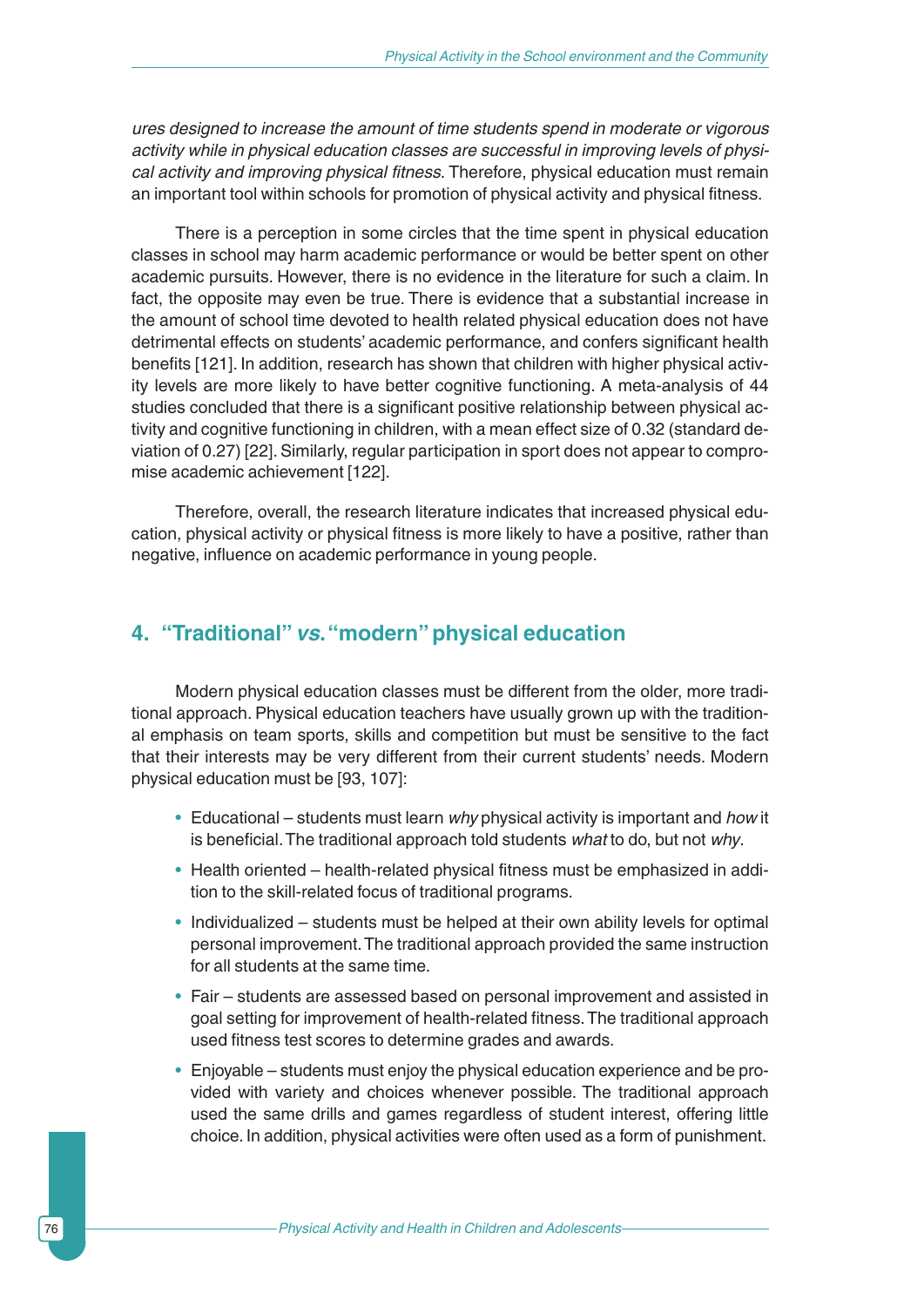*ures designed to increase the amount of time students spend in moderate or vigorous activity while in physical education classes are successful in improving levels of physical activity and improving physical fitness.* Therefore, physical education must remain an important tool within schools for promotion of physical activity and physical fitness.

There is a perception in some circles that the time spent in physical education classes in school may harm academic performance or would be better spent on other academic pursuits. However, there is no evidence in the literature for such a claim. In fact, the opposite may even be true. There is evidence that a substantial increase in the amount of school time devoted to health related physical education does not have detrimental effects on students' academic performance, and confers significant health benefits [121]. In addition, research has shown that children with higher physical activity levels are more likely to have better cognitive functioning. A meta-analysis of 44 studies concluded that there is a significant positive relationship between physical activity and cognitive functioning in children, with a mean effect size of 0.32 (standard deviation of 0.27) [22]. Similarly, regular participation in sport does not appear to compromise academic achievement [122].

Therefore, overall, the research literature indicates that increased physical education, physical activity or physical fitness is more likely to have a positive, rather than negative, influence on academic performance in young people.

## 4. "Traditional" *vs.* "modern" physical education

Modern physical education classes must be different from the older, more traditional approach. Physical education teachers have usually grown up with the traditional emphasis on team sports, skills and competition but must be sensitive to the fact that their interests may be very different from their current students' needs. Modern physical education must be [93, 107]:

- Educational – students must learn *why* physical activity is important and *how* it is beneficial. The traditional approach told students *what* to do, but not *why*.
- Health oriented – health-related physical fitness must be emphasized in addition to the skill-related focus of traditional programs.
- Individualized – students must be helped at their own ability levels for optimal personal improvement. The traditional approach provided the same instruction for all students at the same time.
- Fair – students are assessed based on personal improvement and assisted in goal setting for improvement of health-related fitness. The traditional approach used fitness test scores to determine grades and awards.
- Enjoyable – students must enjoy the physical education experience and be provided with variety and choices whenever possible. The traditional approach used the same drills and games regardless of student interest, offering little choice. In addition, physical activities were often used as a form of punishment.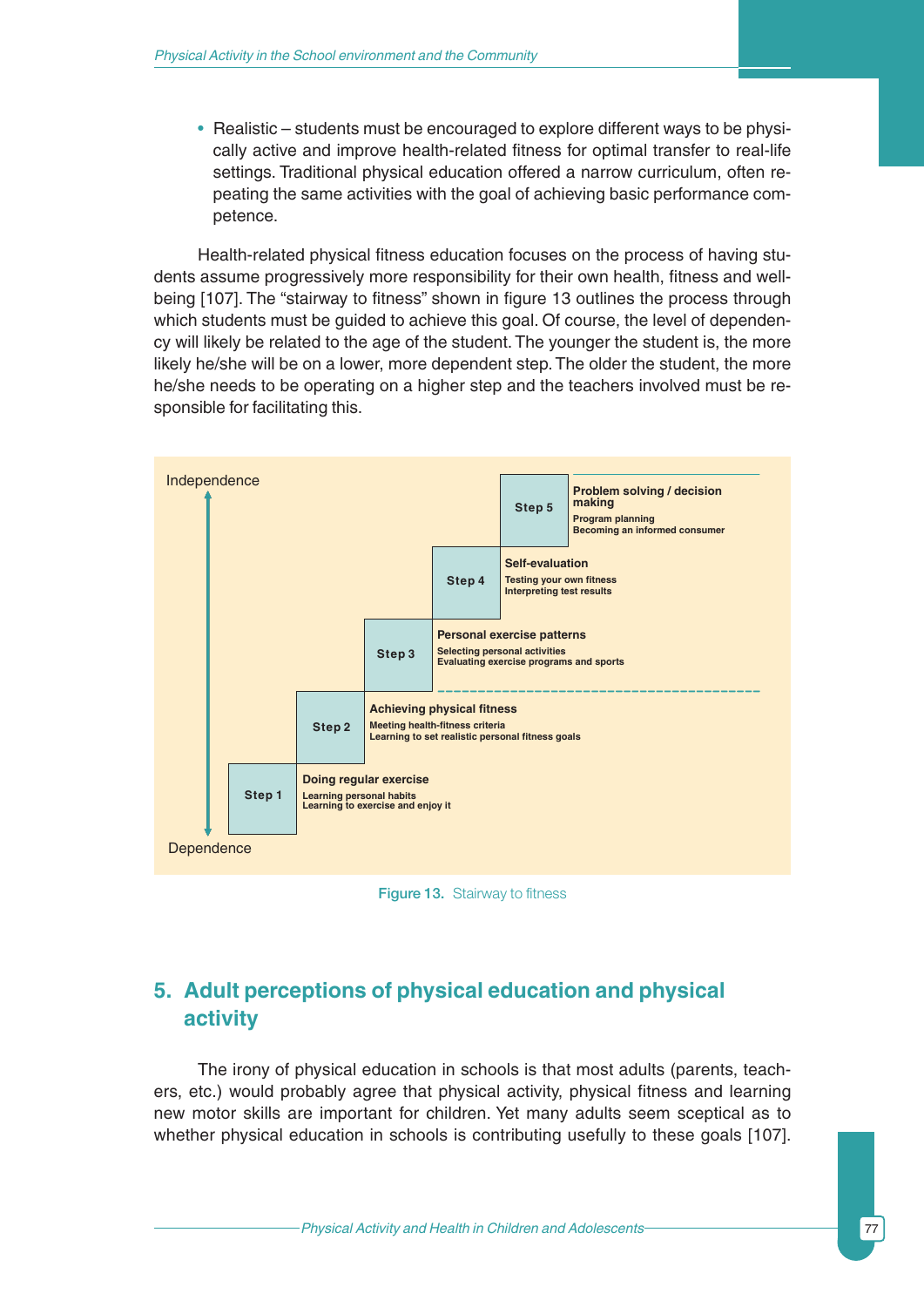- Realistic – students must be encouraged to explore different ways to be physically active and improve health-related fitness for optimal transfer to real-life settings. Traditional physical education offered a narrow curriculum, often repeating the same activities with the goal of achieving basic performance competence.

Health-related physical fitness education focuses on the process of having students assume progressively more responsibility for their own health, fitness and well-being [107]. The "stairway to fitness" shown in figure 13 outlines the process through which students must be guided to achieve this goal. Of course, the level of dependency will likely be related to the age of the student. The younger the student is, the more likely he/she will be on a lower, more dependent step. The older the student, the more he/she needs to be operating on a higher step and the teachers involved must be responsible for facilitating this.

Independence

**Step 5** — **Problem solving / decision making**
Program planning
Becoming an informed consumer

**Step 4** — **Self-evaluation**
Testing your own fitness
Interpreting test results

**Step 3** — **Personal exercise patterns**
Selecting personal activities
Evaluating exercise programs and sports

**Step 2** — **Achieving physical fitness**
Meeting health-fitness criteria
Learning to set realistic personal fitness goals

**Step 1** — **Doing regular exercise**
Learning personal habits
Learning to exercise and enjoy it

Dependence

**Figure 13.** Stairway to fitness

## 5. Adult perceptions of physical education and physical activity

The irony of physical education in schools is that most adults (parents, teachers, etc.) would probably agree that physical activity, physical fitness and learning new motor skills are important for children. Yet many adults seem sceptical as to whether physical education in schools is contributing usefully to these goals [107].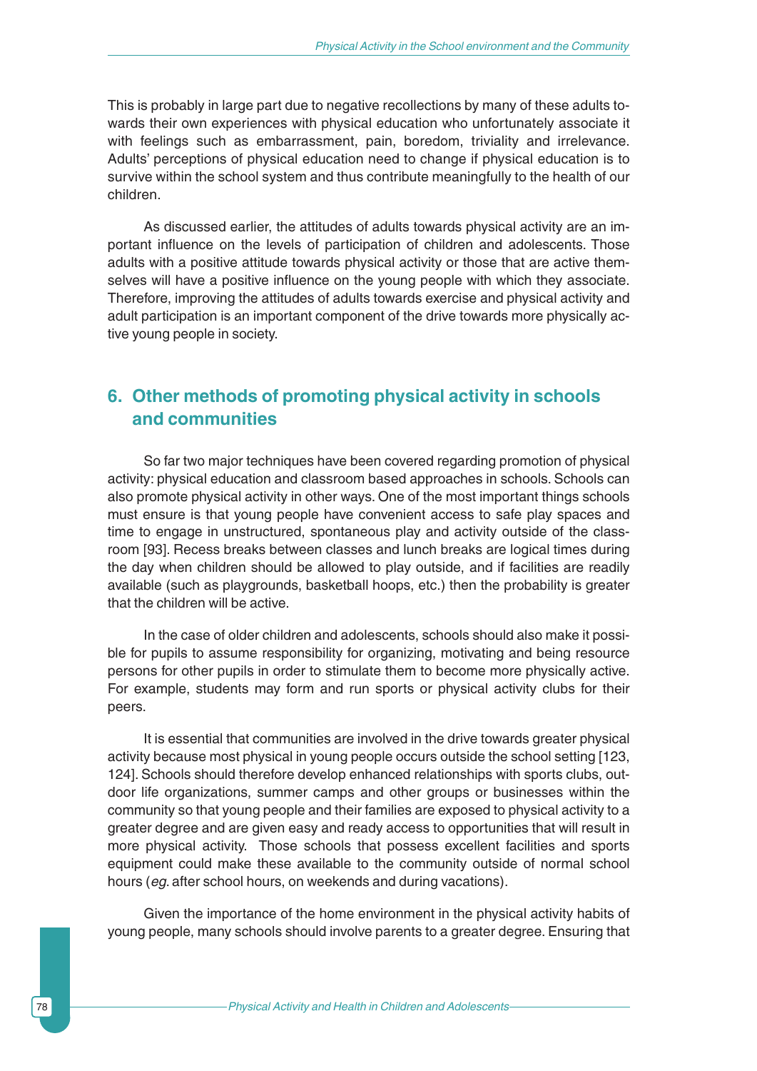This is probably in large part due to negative recollections by many of these adults towards their own experiences with physical education who unfortunately associate it with feelings such as embarrassment, pain, boredom, triviality and irrelevance. Adults' perceptions of physical education need to change if physical education is to survive within the school system and thus contribute meaningfully to the health of our children.

As discussed earlier, the attitudes of adults towards physical activity are an important influence on the levels of participation of children and adolescents. Those adults with a positive attitude towards physical activity or those that are active themselves will have a positive influence on the young people with which they associate. Therefore, improving the attitudes of adults towards exercise and physical activity and adult participation is an important component of the drive towards more physically active young people in society.

## 6. Other methods of promoting physical activity in schools and communities

So far two major techniques have been covered regarding promotion of physical activity: physical education and classroom based approaches in schools. Schools can also promote physical activity in other ways. One of the most important things schools must ensure is that young people have convenient access to safe play spaces and time to engage in unstructured, spontaneous play and activity outside of the classroom [93]. Recess breaks between classes and lunch breaks are logical times during the day when children should be allowed to play outside, and if facilities are readily available (such as playgrounds, basketball hoops, etc.) then the probability is greater that the children will be active.

In the case of older children and adolescents, schools should also make it possible for pupils to assume responsibility for organizing, motivating and being resource persons for other pupils in order to stimulate them to become more physically active. For example, students may form and run sports or physical activity clubs for their peers.

It is essential that communities are involved in the drive towards greater physical activity because most physical in young people occurs outside the school setting [123, 124]. Schools should therefore develop enhanced relationships with sports clubs, outdoor life organizations, summer camps and other groups or businesses within the community so that young people and their families are exposed to physical activity to a greater degree and are given easy and ready access to opportunities that will result in more physical activity. Those schools that possess excellent facilities and sports equipment could make these available to the community outside of normal school hours (*eg*. after school hours, on weekends and during vacations).

Given the importance of the home environment in the physical activity habits of young people, many schools should involve parents to a greater degree. Ensuring that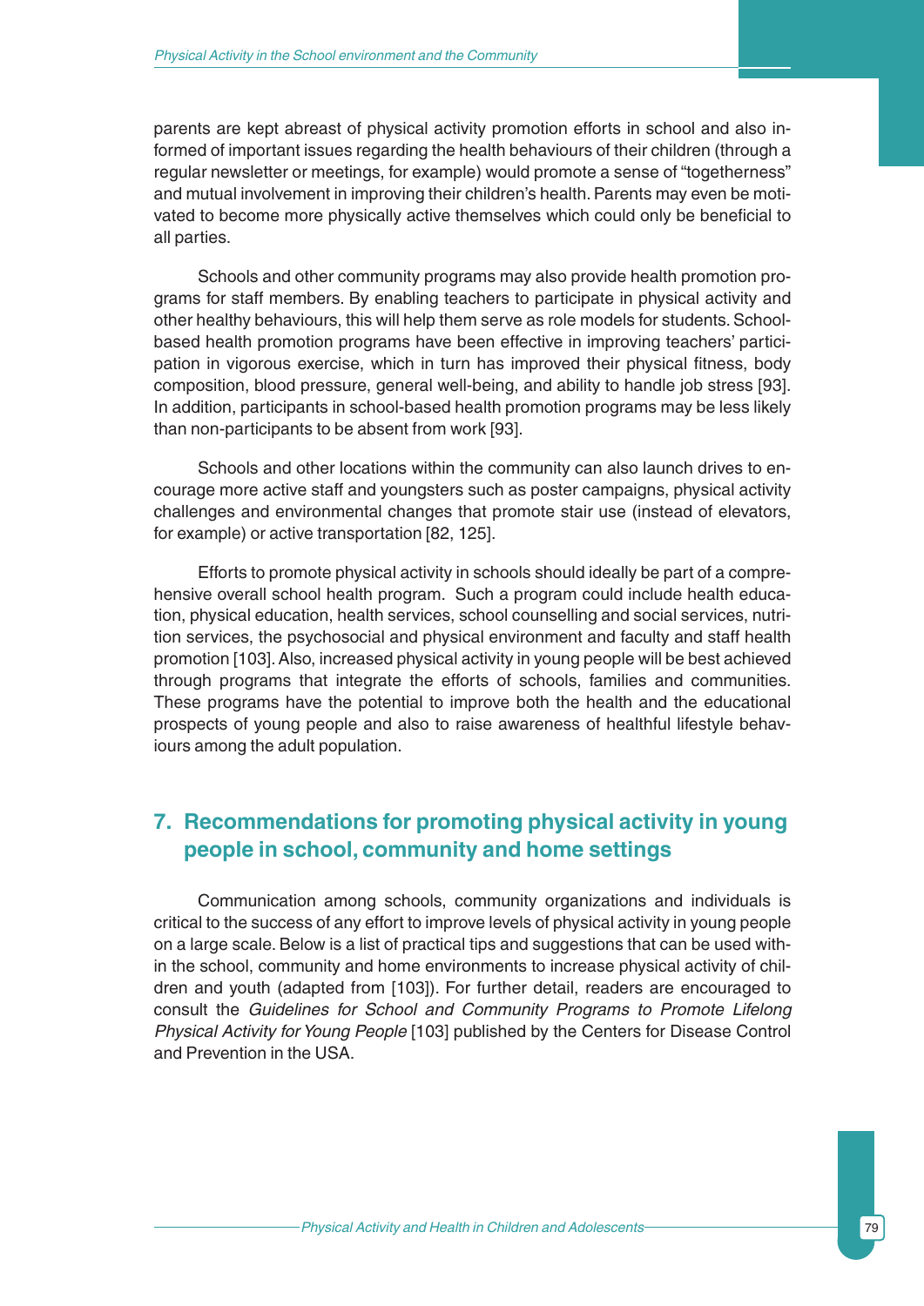parents are kept abreast of physical activity promotion efforts in school and also informed of important issues regarding the health behaviours of their children (through a regular newsletter or meetings, for example) would promote a sense of "togetherness" and mutual involvement in improving their children's health. Parents may even be motivated to become more physically active themselves which could only be beneficial to all parties.

Schools and other community programs may also provide health promotion programs for staff members. By enabling teachers to participate in physical activity and other healthy behaviours, this will help them serve as role models for students. School-based health promotion programs have been effective in improving teachers' participation in vigorous exercise, which in turn has improved their physical fitness, body composition, blood pressure, general well-being, and ability to handle job stress [93]. In addition, participants in school-based health promotion programs may be less likely than non-participants to be absent from work [93].

Schools and other locations within the community can also launch drives to encourage more active staff and youngsters such as poster campaigns, physical activity challenges and environmental changes that promote stair use (instead of elevators, for example) or active transportation [82, 125].

Efforts to promote physical activity in schools should ideally be part of a comprehensive overall school health program. Such a program could include health education, physical education, health services, school counselling and social services, nutrition services, the psychosocial and physical environment and faculty and staff health promotion [103]. Also, increased physical activity in young people will be best achieved through programs that integrate the efforts of schools, families and communities. These programs have the potential to improve both the health and the educational prospects of young people and also to raise awareness of healthful lifestyle behaviours among the adult population.

## 7. Recommendations for promoting physical activity in young people in school, community and home settings

Communication among schools, community organizations and individuals is critical to the success of any effort to improve levels of physical activity in young people on a large scale. Below is a list of practical tips and suggestions that can be used within the school, community and home environments to increase physical activity of children and youth (adapted from [103]). For further detail, readers are encouraged to consult the *Guidelines for School and Community Programs to Promote Lifelong Physical Activity for Young People* [103] published by the Centers for Disease Control and Prevention in the USA.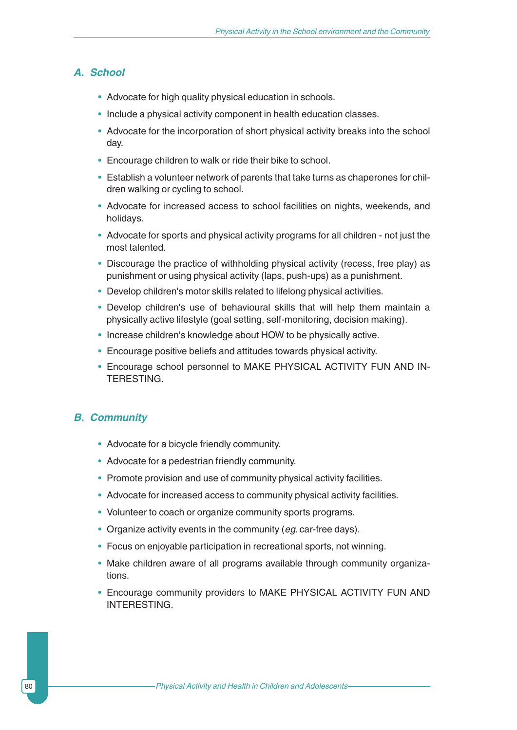## A. School

- Advocate for high quality physical education in schools.
- Include a physical activity component in health education classes.
- Advocate for the incorporation of short physical activity breaks into the school day.
- Encourage children to walk or ride their bike to school.
- Establish a volunteer network of parents that take turns as chaperones for children walking or cycling to school.
- Advocate for increased access to school facilities on nights, weekends, and holidays.
- Advocate for sports and physical activity programs for all children - not just the most talented.
- Discourage the practice of withholding physical activity (recess, free play) as punishment or using physical activity (laps, push-ups) as a punishment.
- Develop children's motor skills related to lifelong physical activities.
- Develop children's use of behavioural skills that will help them maintain a physically active lifestyle (goal setting, self-monitoring, decision making).
- Increase children's knowledge about HOW to be physically active.
- Encourage positive beliefs and attitudes towards physical activity.
- Encourage school personnel to MAKE PHYSICAL ACTIVITY FUN AND INTERESTING.

## B. Community

- Advocate for a bicycle friendly community.
- Advocate for a pedestrian friendly community.
- Promote provision and use of community physical activity facilities.
- Advocate for increased access to community physical activity facilities.
- Volunteer to coach or organize community sports programs.
- Organize activity events in the community (*eg*. car-free days).
- Focus on enjoyable participation in recreational sports, not winning.
- Make children aware of all programs available through community organizations.
- Encourage community providers to MAKE PHYSICAL ACTIVITY FUN AND INTERESTING.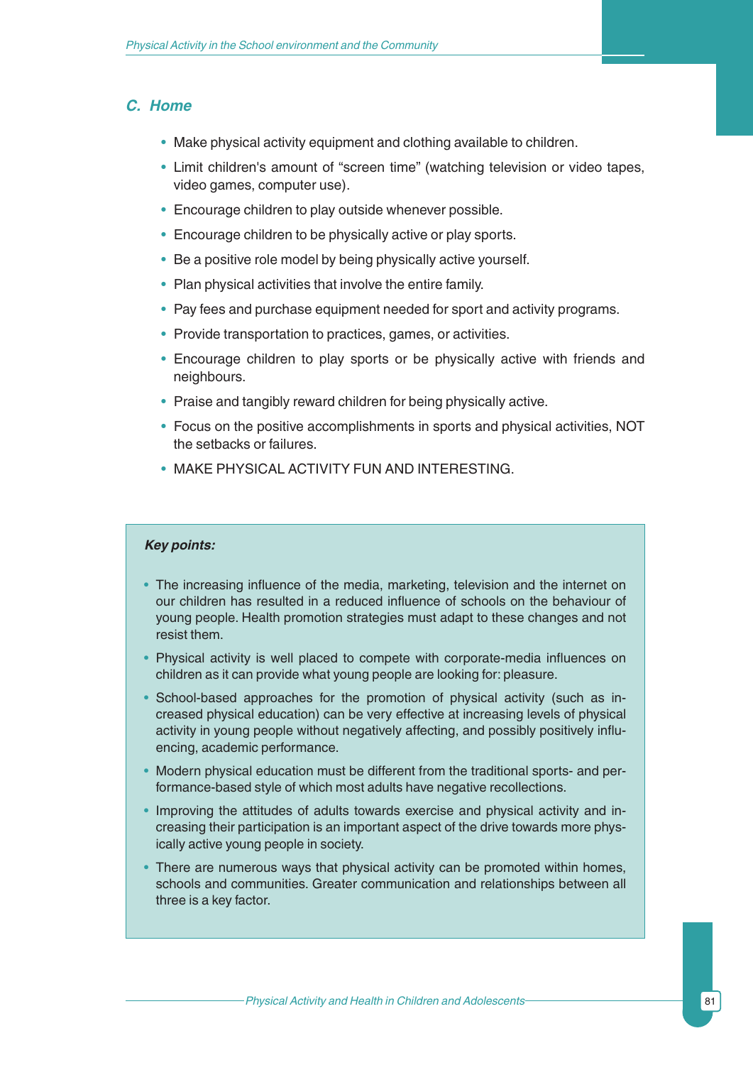### C. Home

- Make physical activity equipment and clothing available to children.
- Limit children's amount of "screen time" (watching television or video tapes, video games, computer use).
- Encourage children to play outside whenever possible.
- Encourage children to be physically active or play sports.
- Be a positive role model by being physically active yourself.
- Plan physical activities that involve the entire family.
- Pay fees and purchase equipment needed for sport and activity programs.
- Provide transportation to practices, games, or activities.
- Encourage children to play sports or be physically active with friends and neighbours.
- Praise and tangibly reward children for being physically active.
- Focus on the positive accomplishments in sports and physical activities, NOT the setbacks or failures.
- MAKE PHYSICAL ACTIVITY FUN AND INTERESTING.

***Key points:***

- The increasing influence of the media, marketing, television and the internet on our children has resulted in a reduced influence of schools on the behaviour of young people. Health promotion strategies must adapt to these changes and not resist them.
- Physical activity is well placed to compete with corporate-media influences on children as it can provide what young people are looking for: pleasure.
- School-based approaches for the promotion of physical activity (such as increased physical education) can be very effective at increasing levels of physical activity in young people without negatively affecting, and possibly positively influencing, academic performance.
- Modern physical education must be different from the traditional sports- and performance-based style of which most adults have negative recollections.
- Improving the attitudes of adults towards exercise and physical activity and increasing their participation is an important aspect of the drive towards more physically active young people in society.
- There are numerous ways that physical activity can be promoted within homes, schools and communities. Greater communication and relationships between all three is a key factor.